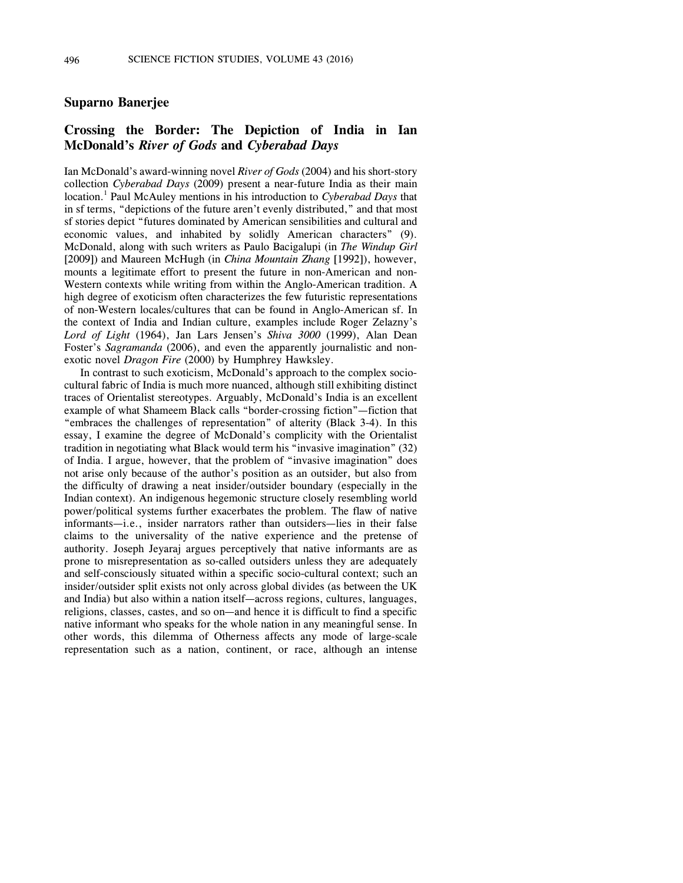## Suparno Banerjee

# Crossing the Border: The Depiction of India in Ian McDonald's *River of Gods* and *Cyberabad Days*

Ian McDonald's award-winning novel *River of Gods* (2004) and his short-story collection *Cyberabad Days* (2009) present a near-future India as their main location.[1] Paul McAuley mentions in his introduction to *Cyberabad Days* that in sf terms, "depictions of the future aren't evenly distributed," and that most sf stories depict "futures dominated by American sensibilities and cultural and economic values, and inhabited by solidly American characters" (9). McDonald, along with such writers as Paulo Bacigalupi (in *The Windup Girl* [2009]) and Maureen McHugh (in *China Mountain Zhang* [1992]), however, mounts a legitimate effort to present the future in non-American and non-Western contexts while writing from within the Anglo-American tradition. A high degree of exoticism often characterizes the few futuristic representations of non-Western locales/cultures that can be found in Anglo-American sf. In the context of India and Indian culture, examples include Roger Zelazny's *Lord of Light* (1964), Jan Lars Jensen's *Shiva 3000* (1999), Alan Dean Foster's *Sagramanda* (2006), and even the apparently journalistic and non-exotic novel *Dragon Fire* (2000) by Humphrey Hawksley.

In contrast to such exoticism, McDonald's approach to the complex socio-cultural fabric of India is much more nuanced, although still exhibiting distinct traces of Orientalist stereotypes. Arguably, McDonald's India is an excellent example of what Shameem Black calls "border-crossing fiction"—fiction that "embraces the challenges of representation" of alterity (Black 3-4). In this essay, I examine the degree of McDonald's complicity with the Orientalist tradition in negotiating what Black would term his "invasive imagination" (32) of India. I argue, however, that the problem of "invasive imagination" does not arise only because of the author's position as an outsider, but also from the difficulty of drawing a neat insider/outsider boundary (especially in the Indian context). An indigenous hegemonic structure closely resembling world power/political systems further exacerbates the problem. The flaw of native informants—i.e., insider narrators rather than outsiders—lies in their false claims to the universality of the native experience and the pretense of authority. Joseph Jeyaraj argues perceptively that native informants are as prone to misrepresentation as so-called outsiders unless they are adequately and self-consciously situated within a specific socio-cultural context; such an insider/outsider split exists not only across global divides (as between the UK and India) but also within a nation itself—across regions, cultures, languages, religions, classes, castes, and so on—and hence it is difficult to find a specific native informant who speaks for the whole nation in any meaningful sense. In other words, this dilemma of Otherness affects any mode of large-scale representation such as a nation, continent, or race, although an intense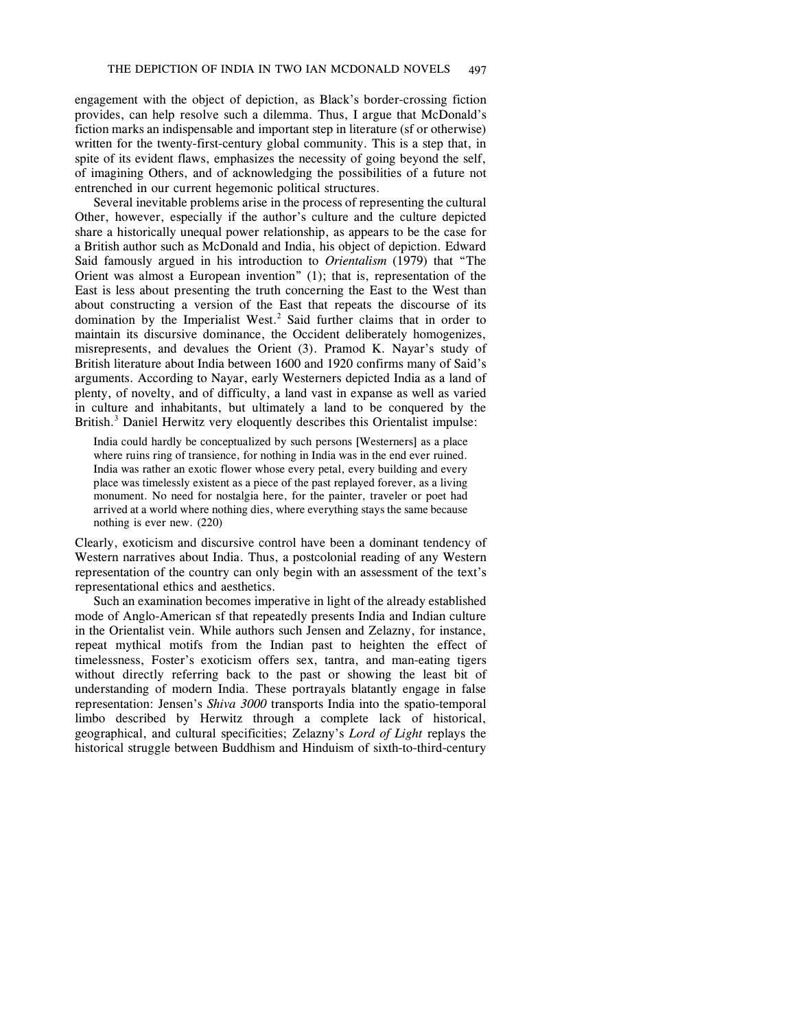engagement with the object of depiction, as Black's border-crossing fiction provides, can help resolve such a dilemma. Thus, I argue that McDonald's fiction marks an indispensable and important step in literature (sf or otherwise) written for the twenty-first-century global community. This is a step that, in spite of its evident flaws, emphasizes the necessity of going beyond the self, of imagining Others, and of acknowledging the possibilities of a future not entrenched in our current hegemonic political structures.

Several inevitable problems arise in the process of representing the cultural Other, however, especially if the author's culture and the culture depicted share a historically unequal power relationship, as appears to be the case for a British author such as McDonald and India, his object of depiction. Edward Said famously argued in his introduction to *Orientalism* (1979) that "The Orient was almost a European invention" (1); that is, representation of the East is less about presenting the truth concerning the East to the West than about constructing a version of the East that repeats the discourse of its domination by the Imperialist West.[2] Said further claims that in order to maintain its discursive dominance, the Occident deliberately homogenizes, misrepresents, and devalues the Orient (3). Pramod K. Nayar's study of British literature about India between 1600 and 1920 confirms many of Said's arguments. According to Nayar, early Westerners depicted India as a land of plenty, of novelty, and of difficulty, a land vast in expanse as well as varied in culture and inhabitants, but ultimately a land to be conquered by the British.[3] Daniel Herwitz very eloquently describes this Orientalist impulse:

> India could hardly be conceptualized by such persons [Westerners] as a place where ruins ring of transience, for nothing in India was in the end ever ruined. India was rather an exotic flower whose every petal, every building and every place was timelessly existent as a piece of the past replayed forever, as a living monument. No need for nostalgia here, for the painter, traveler or poet had arrived at a world where nothing dies, where everything stays the same because nothing is ever new. (220)

Clearly, exoticism and discursive control have been a dominant tendency of Western narratives about India. Thus, a postcolonial reading of any Western representation of the country can only begin with an assessment of the text's representational ethics and aesthetics.

Such an examination becomes imperative in light of the already established mode of Anglo-American sf that repeatedly presents India and Indian culture in the Orientalist vein. While authors such Jensen and Zelazny, for instance, repeat mythical motifs from the Indian past to heighten the effect of timelessness, Foster's exoticism offers sex, tantra, and man-eating tigers without directly referring back to the past or showing the least bit of understanding of modern India. These portrayals blatantly engage in false representation: Jensen's *Shiva 3000* transports India into the spatio-temporal limbo described by Herwitz through a complete lack of historical, geographical, and cultural specificities; Zelazny's *Lord of Light* replays the historical struggle between Buddhism and Hinduism of sixth-to-third-century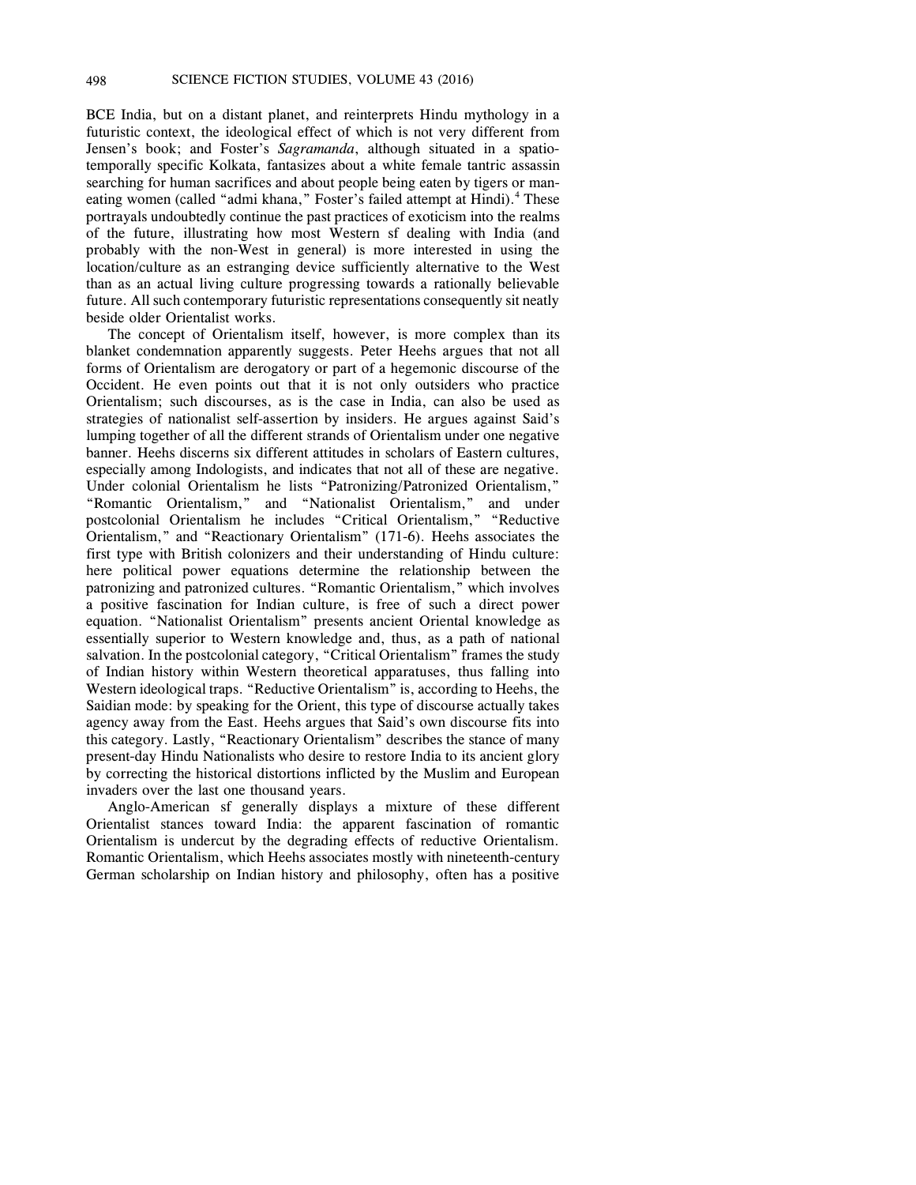BCE India, but on a distant planet, and reinterprets Hindu mythology in a futuristic context, the ideological effect of which is not very different from Jensen's book; and Foster's *Sagramanda*, although situated in a spatio-temporally specific Kolkata, fantasizes about a white female tantric assassin searching for human sacrifices and about people being eaten by tigers or man-eating women (called "admi khana," Foster's failed attempt at Hindi).[4] These portrayals undoubtedly continue the past practices of exoticism into the realms of the future, illustrating how most Western sf dealing with India (and probably with the non-West in general) is more interested in using the location/culture as an estranging device sufficiently alternative to the West than as an actual living culture progressing towards a rationally believable future. All such contemporary futuristic representations consequently sit neatly beside older Orientalist works.

The concept of Orientalism itself, however, is more complex than its blanket condemnation apparently suggests. Peter Heehs argues that not all forms of Orientalism are derogatory or part of a hegemonic discourse of the Occident. He even points out that it is not only outsiders who practice Orientalism; such discourses, as is the case in India, can also be used as strategies of nationalist self-assertion by insiders. He argues against Said's lumping together of all the different strands of Orientalism under one negative banner. Heehs discerns six different attitudes in scholars of Eastern cultures, especially among Indologists, and indicates that not all of these are negative. Under colonial Orientalism he lists "Patronizing/Patronized Orientalism," "Romantic Orientalism," and "Nationalist Orientalism," and under postcolonial Orientalism he includes "Critical Orientalism," "Reductive Orientalism," and "Reactionary Orientalism" (171-6). Heehs associates the first type with British colonizers and their understanding of Hindu culture: here political power equations determine the relationship between the patronizing and patronized cultures. "Romantic Orientalism," which involves a positive fascination for Indian culture, is free of such a direct power equation. "Nationalist Orientalism" presents ancient Oriental knowledge as essentially superior to Western knowledge and, thus, as a path of national salvation. In the postcolonial category, "Critical Orientalism" frames the study of Indian history within Western theoretical apparatuses, thus falling into Western ideological traps. "Reductive Orientalism" is, according to Heehs, the Saidian mode: by speaking for the Orient, this type of discourse actually takes agency away from the East. Heehs argues that Said's own discourse fits into this category. Lastly, "Reactionary Orientalism" describes the stance of many present-day Hindu Nationalists who desire to restore India to its ancient glory by correcting the historical distortions inflicted by the Muslim and European invaders over the last one thousand years.

Anglo-American sf generally displays a mixture of these different Orientalist stances toward India: the apparent fascination of romantic Orientalism is undercut by the degrading effects of reductive Orientalism. Romantic Orientalism, which Heehs associates mostly with nineteenth-century German scholarship on Indian history and philosophy, often has a positive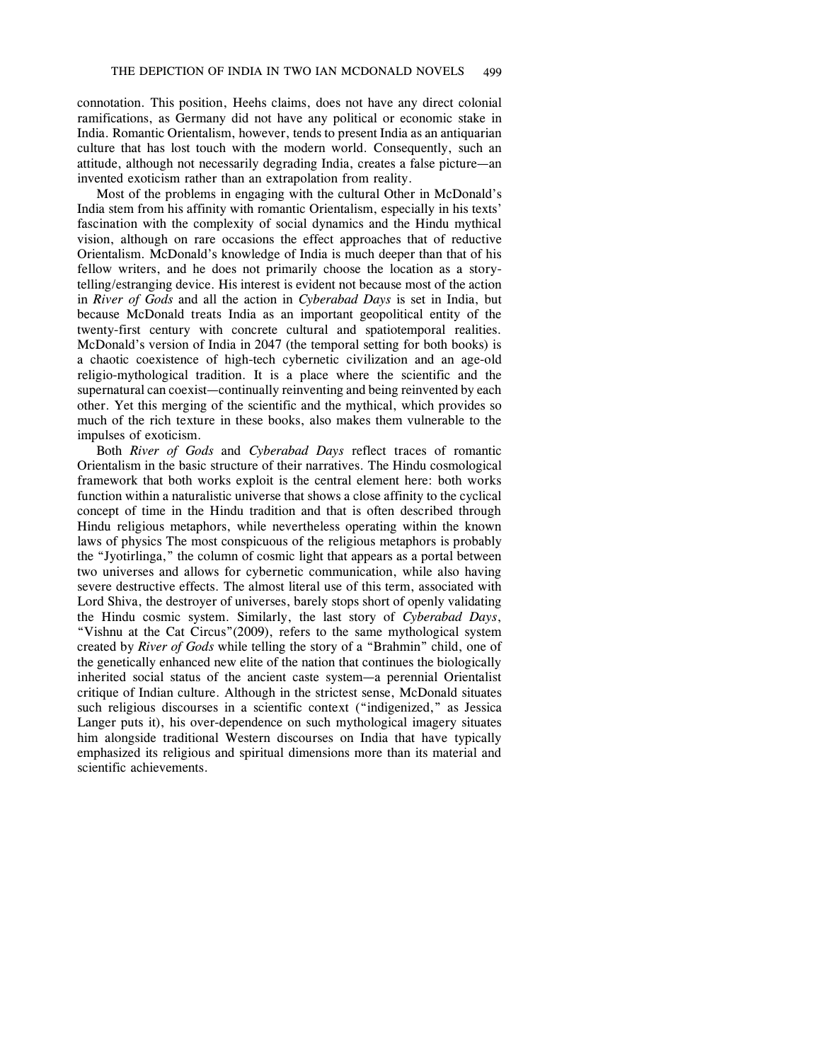connotation. This position, Heehs claims, does not have any direct colonial ramifications, as Germany did not have any political or economic stake in India. Romantic Orientalism, however, tends to present India as an antiquarian culture that has lost touch with the modern world. Consequently, such an attitude, although not necessarily degrading India, creates a false picture—an invented exoticism rather than an extrapolation from reality.

Most of the problems in engaging with the cultural Other in McDonald's India stem from his affinity with romantic Orientalism, especially in his texts' fascination with the complexity of social dynamics and the Hindu mythical vision, although on rare occasions the effect approaches that of reductive Orientalism. McDonald's knowledge of India is much deeper than that of his fellow writers, and he does not primarily choose the location as a storytelling/estranging device. His interest is evident not because most of the action in *River of Gods* and all the action in *Cyberabad Days* is set in India, but because McDonald treats India as an important geopolitical entity of the twenty-first century with concrete cultural and spatiotemporal realities. McDonald's version of India in 2047 (the temporal setting for both books) is a chaotic coexistence of high-tech cybernetic civilization and an age-old religio-mythological tradition. It is a place where the scientific and the supernatural can coexist—continually reinventing and being reinvented by each other. Yet this merging of the scientific and the mythical, which provides so much of the rich texture in these books, also makes them vulnerable to the impulses of exoticism.

Both *River of Gods* and *Cyberabad Days* reflect traces of romantic Orientalism in the basic structure of their narratives. The Hindu cosmological framework that both works exploit is the central element here: both works function within a naturalistic universe that shows a close affinity to the cyclical concept of time in the Hindu tradition and that is often described through Hindu religious metaphors, while nevertheless operating within the known laws of physics The most conspicuous of the religious metaphors is probably the "Jyotirlinga," the column of cosmic light that appears as a portal between two universes and allows for cybernetic communication, while also having severe destructive effects. The almost literal use of this term, associated with Lord Shiva, the destroyer of universes, barely stops short of openly validating the Hindu cosmic system. Similarly, the last story of *Cyberabad Days*, "Vishnu at the Cat Circus"(2009), refers to the same mythological system created by *River of Gods* while telling the story of a "Brahmin" child, one of the genetically enhanced new elite of the nation that continues the biologically inherited social status of the ancient caste system—a perennial Orientalist critique of Indian culture. Although in the strictest sense, McDonald situates such religious discourses in a scientific context ("indigenized," as Jessica Langer puts it), his over-dependence on such mythological imagery situates him alongside traditional Western discourses on India that have typically emphasized its religious and spiritual dimensions more than its material and scientific achievements.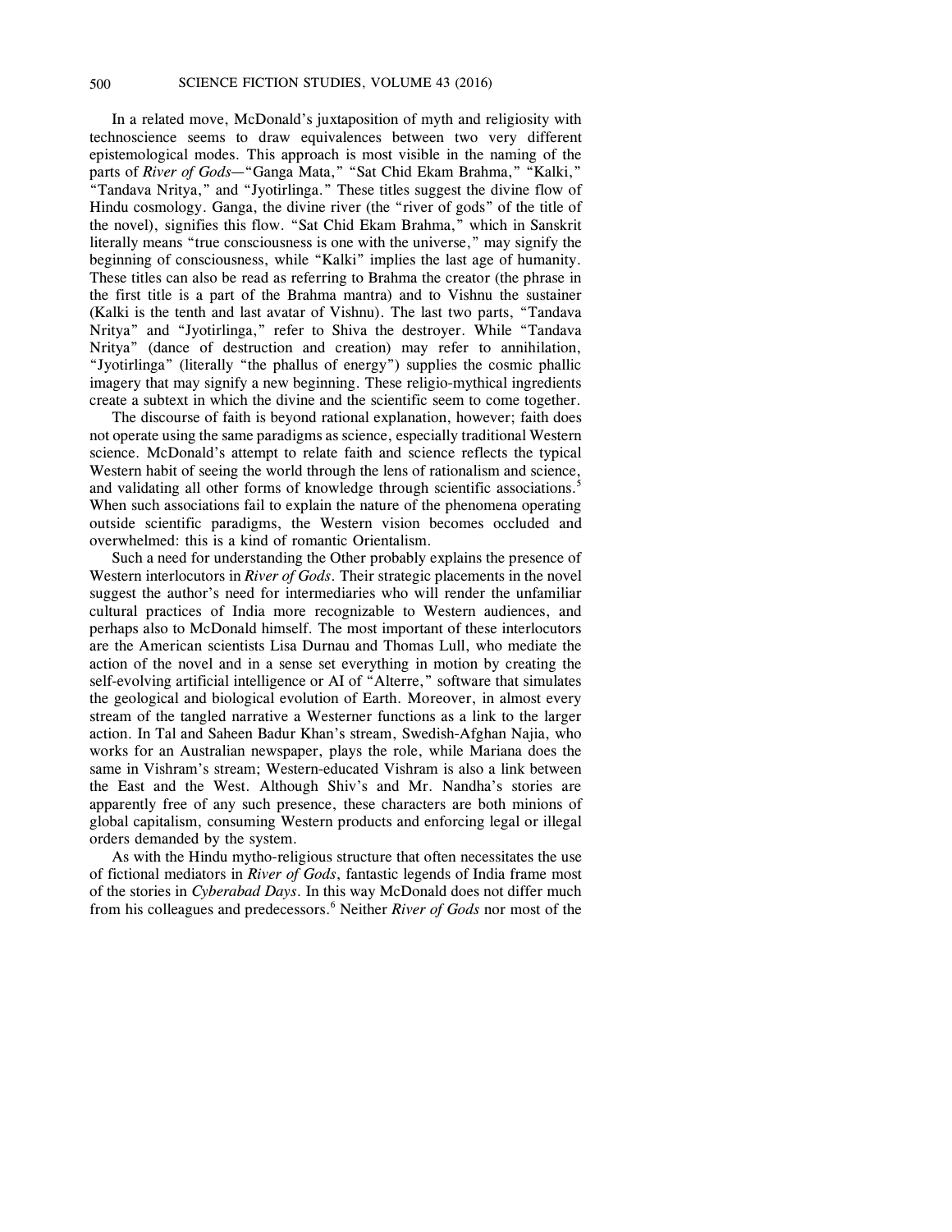In a related move, McDonald's juxtaposition of myth and religiosity with technoscience seems to draw equivalences between two very different epistemological modes. This approach is most visible in the naming of the parts of *River of Gods*—"Ganga Mata," "Sat Chid Ekam Brahma," "Kalki," "Tandava Nritya," and "Jyotirlinga." These titles suggest the divine flow of Hindu cosmology. Ganga, the divine river (the "river of gods" of the title of the novel), signifies this flow. "Sat Chid Ekam Brahma," which in Sanskrit literally means "true consciousness is one with the universe," may signify the beginning of consciousness, while "Kalki" implies the last age of humanity. These titles can also be read as referring to Brahma the creator (the phrase in the first title is a part of the Brahma mantra) and to Vishnu the sustainer (Kalki is the tenth and last avatar of Vishnu). The last two parts, "Tandava Nritya" and "Jyotirlinga," refer to Shiva the destroyer. While "Tandava Nritya" (dance of destruction and creation) may refer to annihilation, "Jyotirlinga" (literally "the phallus of energy") supplies the cosmic phallic imagery that may signify a new beginning. These religio-mythical ingredients create a subtext in which the divine and the scientific seem to come together.

The discourse of faith is beyond rational explanation, however; faith does not operate using the same paradigms as science, especially traditional Western science. McDonald's attempt to relate faith and science reflects the typical Western habit of seeing the world through the lens of rationalism and science, and validating all other forms of knowledge through scientific associations.[5] When such associations fail to explain the nature of the phenomena operating outside scientific paradigms, the Western vision becomes occluded and overwhelmed: this is a kind of romantic Orientalism.

Such a need for understanding the Other probably explains the presence of Western interlocutors in *River of Gods*. Their strategic placements in the novel suggest the author's need for intermediaries who will render the unfamiliar cultural practices of India more recognizable to Western audiences, and perhaps also to McDonald himself. The most important of these interlocutors are the American scientists Lisa Durnau and Thomas Lull, who mediate the action of the novel and in a sense set everything in motion by creating the self-evolving artificial intelligence or AI of "Alterre," software that simulates the geological and biological evolution of Earth. Moreover, in almost every stream of the tangled narrative a Westerner functions as a link to the larger action. In Tal and Saheen Badur Khan's stream, Swedish-Afghan Najia, who works for an Australian newspaper, plays the role, while Mariana does the same in Vishram's stream; Western-educated Vishram is also a link between the East and the West. Although Shiv's and Mr. Nandha's stories are apparently free of any such presence, these characters are both minions of global capitalism, consuming Western products and enforcing legal or illegal orders demanded by the system.

As with the Hindu mytho-religious structure that often necessitates the use of fictional mediators in *River of Gods*, fantastic legends of India frame most of the stories in *Cyberabad Days*. In this way McDonald does not differ much from his colleagues and predecessors.[6] Neither *River of Gods* nor most of the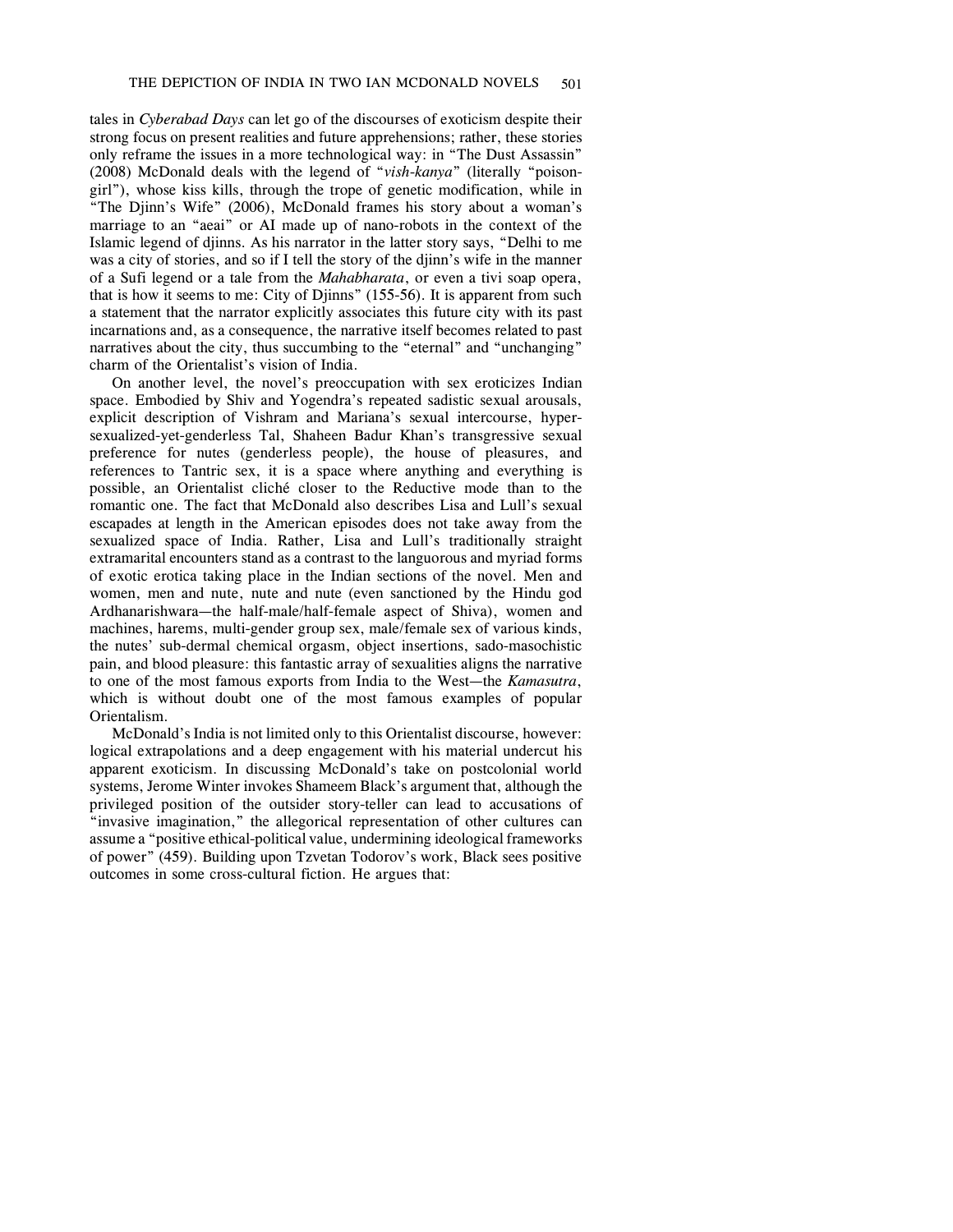tales in *Cyberabad Days* can let go of the discourses of exoticism despite their strong focus on present realities and future apprehensions; rather, these stories only reframe the issues in a more technological way: in "The Dust Assassin" (2008) McDonald deals with the legend of "*vish-kanya*" (literally "poison-girl"), whose kiss kills, through the trope of genetic modification, while in "The Djinn's Wife" (2006), McDonald frames his story about a woman's marriage to an "aeai" or AI made up of nano-robots in the context of the Islamic legend of djinns. As his narrator in the latter story says, "Delhi to me was a city of stories, and so if I tell the story of the djinn's wife in the manner of a Sufi legend or a tale from the *Mahabharata*, or even a tivi soap opera, that is how it seems to me: City of Djinns" (155-56). It is apparent from such a statement that the narrator explicitly associates this future city with its past incarnations and, as a consequence, the narrative itself becomes related to past narratives about the city, thus succumbing to the "eternal" and "unchanging" charm of the Orientalist's vision of India.

On another level, the novel's preoccupation with sex eroticizes Indian space. Embodied by Shiv and Yogendra's repeated sadistic sexual arousals, explicit description of Vishram and Mariana's sexual intercourse, hyper-sexualized-yet-genderless Tal, Shaheen Badur Khan's transgressive sexual preference for nutes (genderless people), the house of pleasures, and references to Tantric sex, it is a space where anything and everything is possible, an Orientalist cliché closer to the Reductive mode than to the romantic one. The fact that McDonald also describes Lisa and Lull's sexual escapades at length in the American episodes does not take away from the sexualized space of India. Rather, Lisa and Lull's traditionally straight extramarital encounters stand as a contrast to the languorous and myriad forms of exotic erotica taking place in the Indian sections of the novel. Men and women, men and nute, nute and nute (even sanctioned by the Hindu god Ardhanarishwara—the half-male/half-female aspect of Shiva), women and machines, harems, multi-gender group sex, male/female sex of various kinds, the nutes' sub-dermal chemical orgasm, object insertions, sado-masochistic pain, and blood pleasure: this fantastic array of sexualities aligns the narrative to one of the most famous exports from India to the West—the *Kamasutra*, which is without doubt one of the most famous examples of popular Orientalism.

McDonald's India is not limited only to this Orientalist discourse, however: logical extrapolations and a deep engagement with his material undercut his apparent exoticism. In discussing McDonald's take on postcolonial world systems, Jerome Winter invokes Shameem Black's argument that, although the privileged position of the outsider story-teller can lead to accusations of "invasive imagination," the allegorical representation of other cultures can assume a "positive ethical-political value, undermining ideological frameworks of power" (459). Building upon Tzvetan Todorov's work, Black sees positive outcomes in some cross-cultural fiction. He argues that: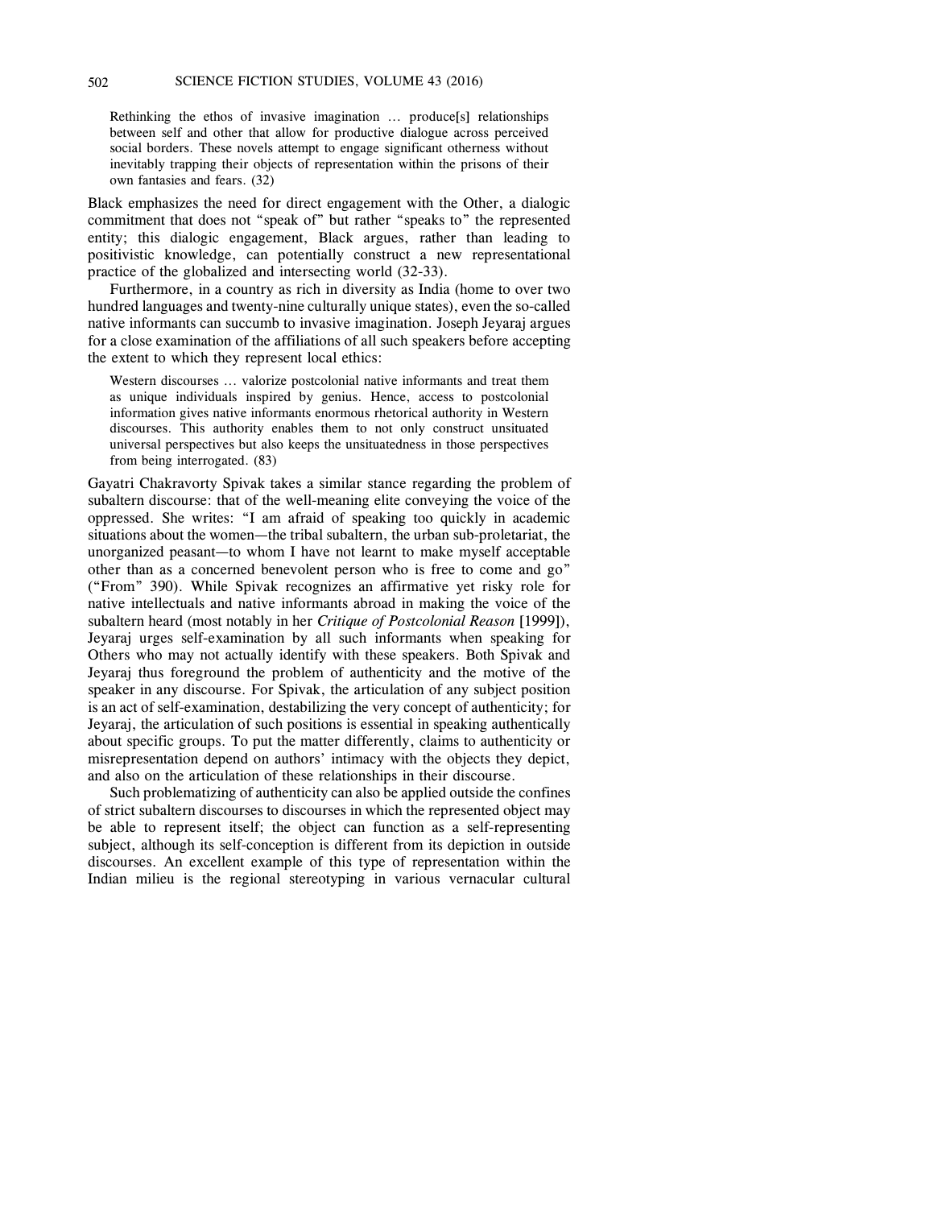> Rethinking the ethos of invasive imagination … produce[s] relationships between self and other that allow for productive dialogue across perceived social borders. These novels attempt to engage significant otherness without inevitably trapping their objects of representation within the prisons of their own fantasies and fears. (32)

Black emphasizes the need for direct engagement with the Other, a dialogic commitment that does not "speak of" but rather "speaks to" the represented entity; this dialogic engagement, Black argues, rather than leading to positivistic knowledge, can potentially construct a new representational practice of the globalized and intersecting world (32-33).

Furthermore, in a country as rich in diversity as India (home to over two hundred languages and twenty-nine culturally unique states), even the so-called native informants can succumb to invasive imagination. Joseph Jeyaraj argues for a close examination of the affiliations of all such speakers before accepting the extent to which they represent local ethics:

> Western discourses … valorize postcolonial native informants and treat them as unique individuals inspired by genius. Hence, access to postcolonial information gives native informants enormous rhetorical authority in Western discourses. This authority enables them to not only construct unsituated universal perspectives but also keeps the unsituatedness in those perspectives from being interrogated. (83)

Gayatri Chakravorty Spivak takes a similar stance regarding the problem of subaltern discourse: that of the well-meaning elite conveying the voice of the oppressed. She writes: "I am afraid of speaking too quickly in academic situations about the women—the tribal subaltern, the urban sub-proletariat, the unorganized peasant—to whom I have not learnt to make myself acceptable other than as a concerned benevolent person who is free to come and go" ("From" 390). While Spivak recognizes an affirmative yet risky role for native intellectuals and native informants abroad in making the voice of the subaltern heard (most notably in her *Critique of Postcolonial Reason* [1999]), Jeyaraj urges self-examination by all such informants when speaking for Others who may not actually identify with these speakers. Both Spivak and Jeyaraj thus foreground the problem of authenticity and the motive of the speaker in any discourse. For Spivak, the articulation of any subject position is an act of self-examination, destabilizing the very concept of authenticity; for Jeyaraj, the articulation of such positions is essential in speaking authentically about specific groups. To put the matter differently, claims to authenticity or misrepresentation depend on authors' intimacy with the objects they depict, and also on the articulation of these relationships in their discourse.

Such problematizing of authenticity can also be applied outside the confines of strict subaltern discourses to discourses in which the represented object may be able to represent itself; the object can function as a self-representing subject, although its self-conception is different from its depiction in outside discourses. An excellent example of this type of representation within the Indian milieu is the regional stereotyping in various vernacular cultural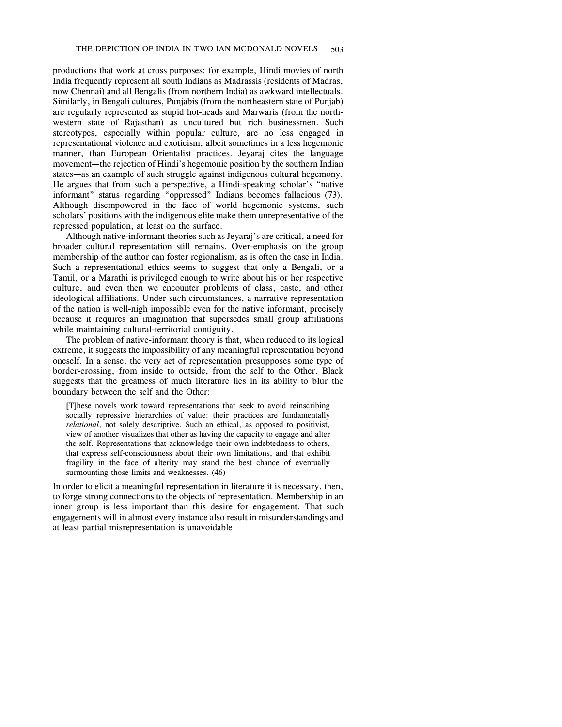productions that work at cross purposes: for example, Hindi movies of north India frequently represent all south Indians as Madrassis (residents of Madras, now Chennai) and all Bengalis (from northern India) as awkward intellectuals. Similarly, in Bengali cultures, Punjabis (from the northeastern state of Punjab) are regularly represented as stupid hot-heads and Marwaris (from the north-western state of Rajasthan) as uncultured but rich businessmen. Such stereotypes, especially within popular culture, are no less engaged in representational violence and exoticism, albeit sometimes in a less hegemonic manner, than European Orientalist practices. Jeyaraj cites the language movement—the rejection of Hindi's hegemonic position by the southern Indian states—as an example of such struggle against indigenous cultural hegemony. He argues that from such a perspective, a Hindi-speaking scholar's "native informant" status regarding "oppressed" Indians becomes fallacious (73). Although disempowered in the face of world hegemonic systems, such scholars' positions with the indigenous elite make them unrepresentative of the repressed population, at least on the surface.

Although native-informant theories such as Jeyaraj's are critical, a need for broader cultural representation still remains. Over-emphasis on the group membership of the author can foster regionalism, as is often the case in India. Such a representational ethics seems to suggest that only a Bengali, or a Tamil, or a Marathi is privileged enough to write about his or her respective culture, and even then we encounter problems of class, caste, and other ideological affiliations. Under such circumstances, a narrative representation of the nation is well-nigh impossible even for the native informant, precisely because it requires an imagination that supersedes small group affiliations while maintaining cultural-territorial contiguity.

The problem of native-informant theory is that, when reduced to its logical extreme, it suggests the impossibility of any meaningful representation beyond oneself. In a sense, the very act of representation presupposes some type of border-crossing, from inside to outside, from the self to the Other. Black suggests that the greatness of much literature lies in its ability to blur the boundary between the self and the Other:

> [T]hese novels work toward representations that seek to avoid reinscribing socially repressive hierarchies of value: their practices are fundamentally *relational*, not solely descriptive. Such an ethical, as opposed to positivist, view of another visualizes that other as having the capacity to engage and alter the self. Representations that acknowledge their own indebtedness to others, that express self-consciousness about their own limitations, and that exhibit fragility in the face of alterity may stand the best chance of eventually surmounting those limits and weaknesses. (46)

In order to elicit a meaningful representation in literature it is necessary, then, to forge strong connections to the objects of representation. Membership in an inner group is less important than this desire for engagement. That such engagements will in almost every instance also result in misunderstandings and at least partial misrepresentation is unavoidable.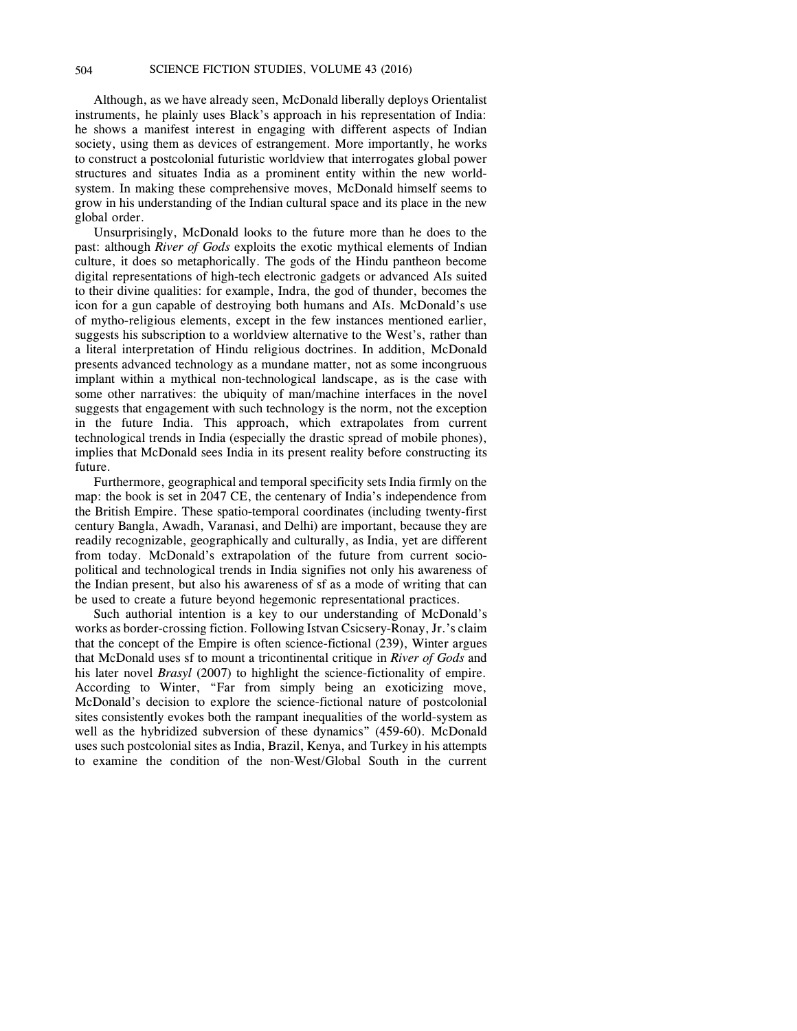Although, as we have already seen, McDonald liberally deploys Orientalist instruments, he plainly uses Black's approach in his representation of India: he shows a manifest interest in engaging with different aspects of Indian society, using them as devices of estrangement. More importantly, he works to construct a postcolonial futuristic worldview that interrogates global power structures and situates India as a prominent entity within the new world-system. In making these comprehensive moves, McDonald himself seems to grow in his understanding of the Indian cultural space and its place in the new global order.

Unsurprisingly, McDonald looks to the future more than he does to the past: although *River of Gods* exploits the exotic mythical elements of Indian culture, it does so metaphorically. The gods of the Hindu pantheon become digital representations of high-tech electronic gadgets or advanced AIs suited to their divine qualities: for example, Indra, the god of thunder, becomes the icon for a gun capable of destroying both humans and AIs. McDonald's use of mytho-religious elements, except in the few instances mentioned earlier, suggests his subscription to a worldview alternative to the West's, rather than a literal interpretation of Hindu religious doctrines. In addition, McDonald presents advanced technology as a mundane matter, not as some incongruous implant within a mythical non-technological landscape, as is the case with some other narratives: the ubiquity of man/machine interfaces in the novel suggests that engagement with such technology is the norm, not the exception in the future India. This approach, which extrapolates from current technological trends in India (especially the drastic spread of mobile phones), implies that McDonald sees India in its present reality before constructing its future.

Furthermore, geographical and temporal specificity sets India firmly on the map: the book is set in 2047 CE, the centenary of India's independence from the British Empire. These spatio-temporal coordinates (including twenty-first century Bangla, Awadh, Varanasi, and Delhi) are important, because they are readily recognizable, geographically and culturally, as India, yet are different from today. McDonald's extrapolation of the future from current socio-political and technological trends in India signifies not only his awareness of the Indian present, but also his awareness of sf as a mode of writing that can be used to create a future beyond hegemonic representational practices.

Such authorial intention is a key to our understanding of McDonald's works as border-crossing fiction. Following Istvan Csicsery-Ronay, Jr.'s claim that the concept of the Empire is often science-fictional (239), Winter argues that McDonald uses sf to mount a tricontinental critique in *River of Gods* and his later novel *Brasyl* (2007) to highlight the science-fictionality of empire. According to Winter, "Far from simply being an exoticizing move, McDonald's decision to explore the science-fictional nature of postcolonial sites consistently evokes both the rampant inequalities of the world-system as well as the hybridized subversion of these dynamics" (459-60). McDonald uses such postcolonial sites as India, Brazil, Kenya, and Turkey in his attempts to examine the condition of the non-West/Global South in the current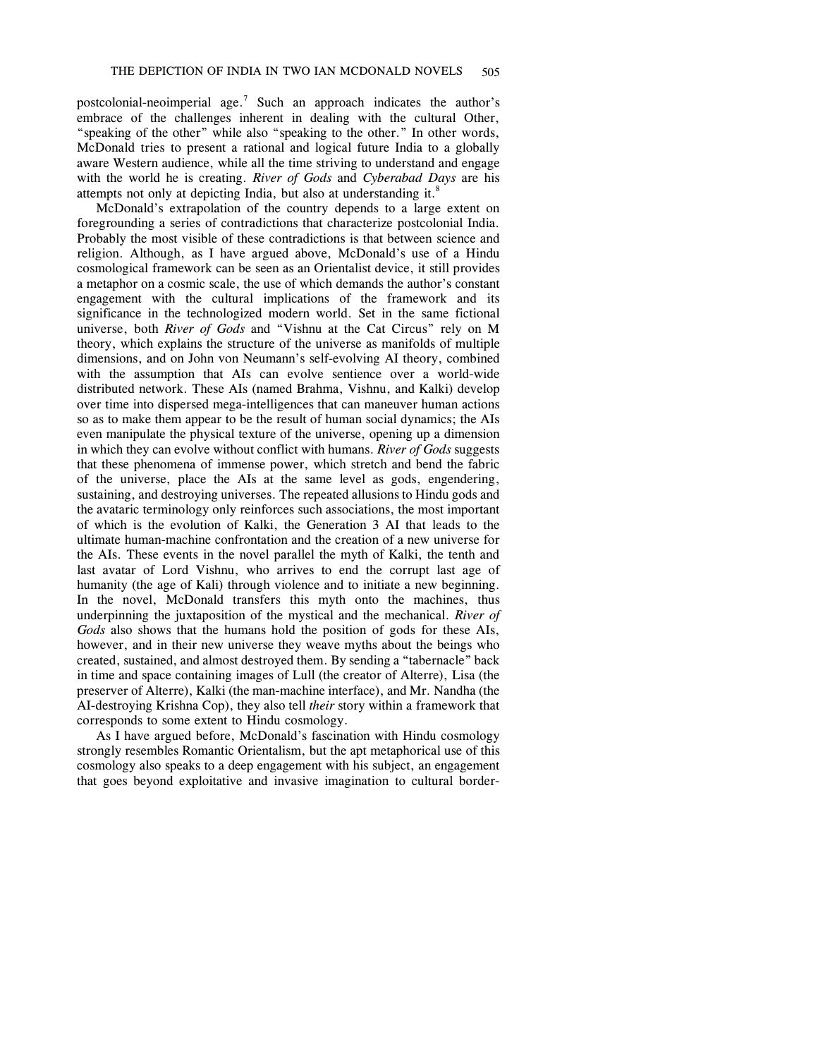postcolonial-neoimperial age.[7] Such an approach indicates the author's embrace of the challenges inherent in dealing with the cultural Other, "speaking of the other" while also "speaking to the other." In other words, McDonald tries to present a rational and logical future India to a globally aware Western audience, while all the time striving to understand and engage with the world he is creating. *River of Gods* and *Cyberabad Days* are his attempts not only at depicting India, but also at understanding it.[8]

McDonald's extrapolation of the country depends to a large extent on foregrounding a series of contradictions that characterize postcolonial India. Probably the most visible of these contradictions is that between science and religion. Although, as I have argued above, McDonald's use of a Hindu cosmological framework can be seen as an Orientalist device, it still provides a metaphor on a cosmic scale, the use of which demands the author's constant engagement with the cultural implications of the framework and its significance in the technologized modern world. Set in the same fictional universe, both *River of Gods* and "Vishnu at the Cat Circus" rely on M theory, which explains the structure of the universe as manifolds of multiple dimensions, and on John von Neumann's self-evolving AI theory, combined with the assumption that AIs can evolve sentience over a world-wide distributed network. These AIs (named Brahma, Vishnu, and Kalki) develop over time into dispersed mega-intelligences that can maneuver human actions so as to make them appear to be the result of human social dynamics; the AIs even manipulate the physical texture of the universe, opening up a dimension in which they can evolve without conflict with humans. *River of Gods* suggests that these phenomena of immense power, which stretch and bend the fabric of the universe, place the AIs at the same level as gods, engendering, sustaining, and destroying universes. The repeated allusions to Hindu gods and the avataric terminology only reinforces such associations, the most important of which is the evolution of Kalki, the Generation 3 AI that leads to the ultimate human-machine confrontation and the creation of a new universe for the AIs. These events in the novel parallel the myth of Kalki, the tenth and last avatar of Lord Vishnu, who arrives to end the corrupt last age of humanity (the age of Kali) through violence and to initiate a new beginning. In the novel, McDonald transfers this myth onto the machines, thus underpinning the juxtaposition of the mystical and the mechanical. *River of Gods* also shows that the humans hold the position of gods for these AIs, however, and in their new universe they weave myths about the beings who created, sustained, and almost destroyed them. By sending a "tabernacle" back in time and space containing images of Lull (the creator of Alterre), Lisa (the preserver of Alterre), Kalki (the man-machine interface), and Mr. Nandha (the AI-destroying Krishna Cop), they also tell *their* story within a framework that corresponds to some extent to Hindu cosmology.

As I have argued before, McDonald's fascination with Hindu cosmology strongly resembles Romantic Orientalism, but the apt metaphorical use of this cosmology also speaks to a deep engagement with his subject, an engagement that goes beyond exploitative and invasive imagination to cultural border-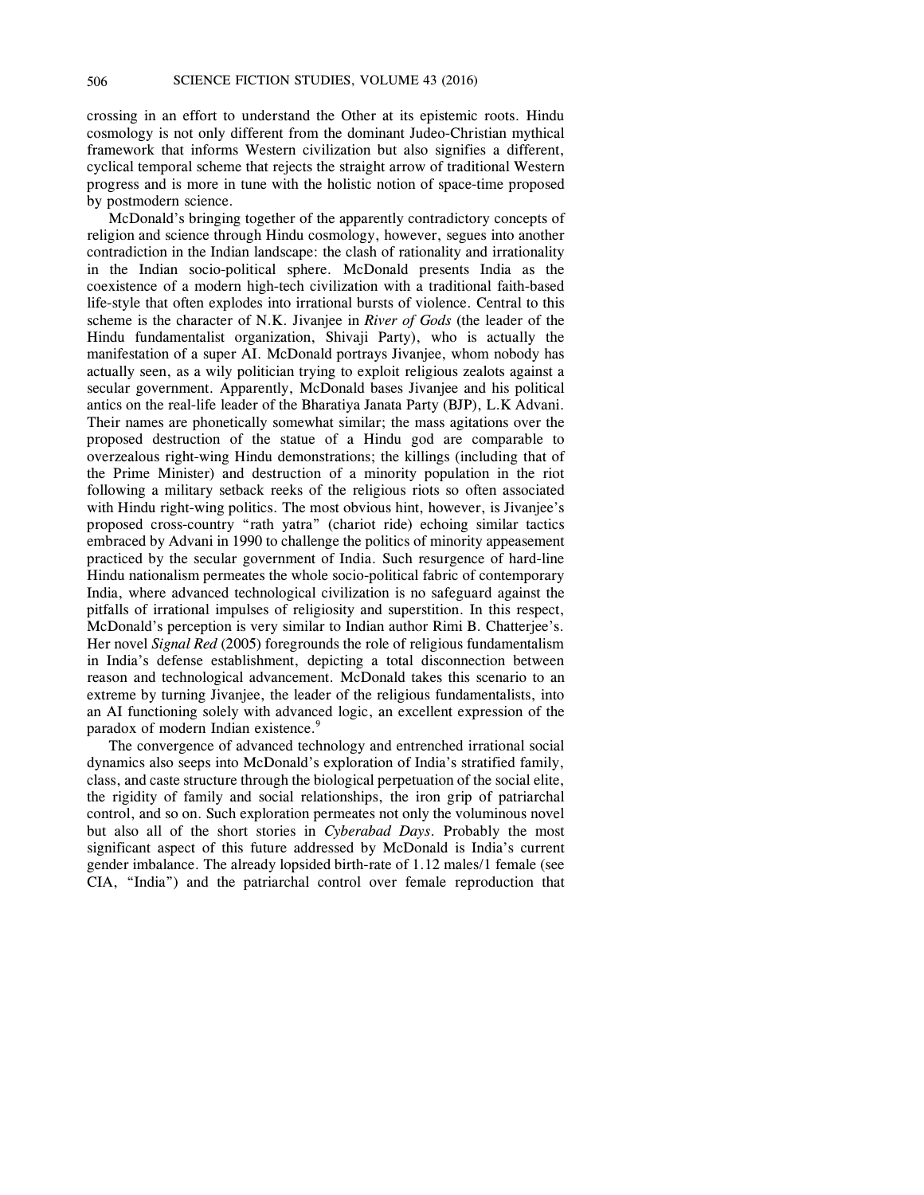crossing in an effort to understand the Other at its epistemic roots. Hindu cosmology is not only different from the dominant Judeo-Christian mythical framework that informs Western civilization but also signifies a different, cyclical temporal scheme that rejects the straight arrow of traditional Western progress and is more in tune with the holistic notion of space-time proposed by postmodern science.

McDonald's bringing together of the apparently contradictory concepts of religion and science through Hindu cosmology, however, segues into another contradiction in the Indian landscape: the clash of rationality and irrationality in the Indian socio-political sphere. McDonald presents India as the coexistence of a modern high-tech civilization with a traditional faith-based life-style that often explodes into irrational bursts of violence. Central to this scheme is the character of N.K. Jivanjee in *River of Gods* (the leader of the Hindu fundamentalist organization, Shivaji Party), who is actually the manifestation of a super AI. McDonald portrays Jivanjee, whom nobody has actually seen, as a wily politician trying to exploit religious zealots against a secular government. Apparently, McDonald bases Jivanjee and his political antics on the real-life leader of the Bharatiya Janata Party (BJP), L.K Advani. Their names are phonetically somewhat similar; the mass agitations over the proposed destruction of the statue of a Hindu god are comparable to overzealous right-wing Hindu demonstrations; the killings (including that of the Prime Minister) and destruction of a minority population in the riot following a military setback reeks of the religious riots so often associated with Hindu right-wing politics. The most obvious hint, however, is Jivanjee's proposed cross-country "rath yatra" (chariot ride) echoing similar tactics embraced by Advani in 1990 to challenge the politics of minority appeasement practiced by the secular government of India. Such resurgence of hard-line Hindu nationalism permeates the whole socio-political fabric of contemporary India, where advanced technological civilization is no safeguard against the pitfalls of irrational impulses of religiosity and superstition. In this respect, McDonald's perception is very similar to Indian author Rimi B. Chatterjee's. Her novel *Signal Red* (2005) foregrounds the role of religious fundamentalism in India's defense establishment, depicting a total disconnection between reason and technological advancement. McDonald takes this scenario to an extreme by turning Jivanjee, the leader of the religious fundamentalists, into an AI functioning solely with advanced logic, an excellent expression of the paradox of modern Indian existence.[9]

The convergence of advanced technology and entrenched irrational social dynamics also seeps into McDonald's exploration of India's stratified family, class, and caste structure through the biological perpetuation of the social elite, the rigidity of family and social relationships, the iron grip of patriarchal control, and so on. Such exploration permeates not only the voluminous novel but also all of the short stories in *Cyberabad Days*. Probably the most significant aspect of this future addressed by McDonald is India's current gender imbalance. The already lopsided birth-rate of 1.12 males/1 female (see CIA, "India") and the patriarchal control over female reproduction that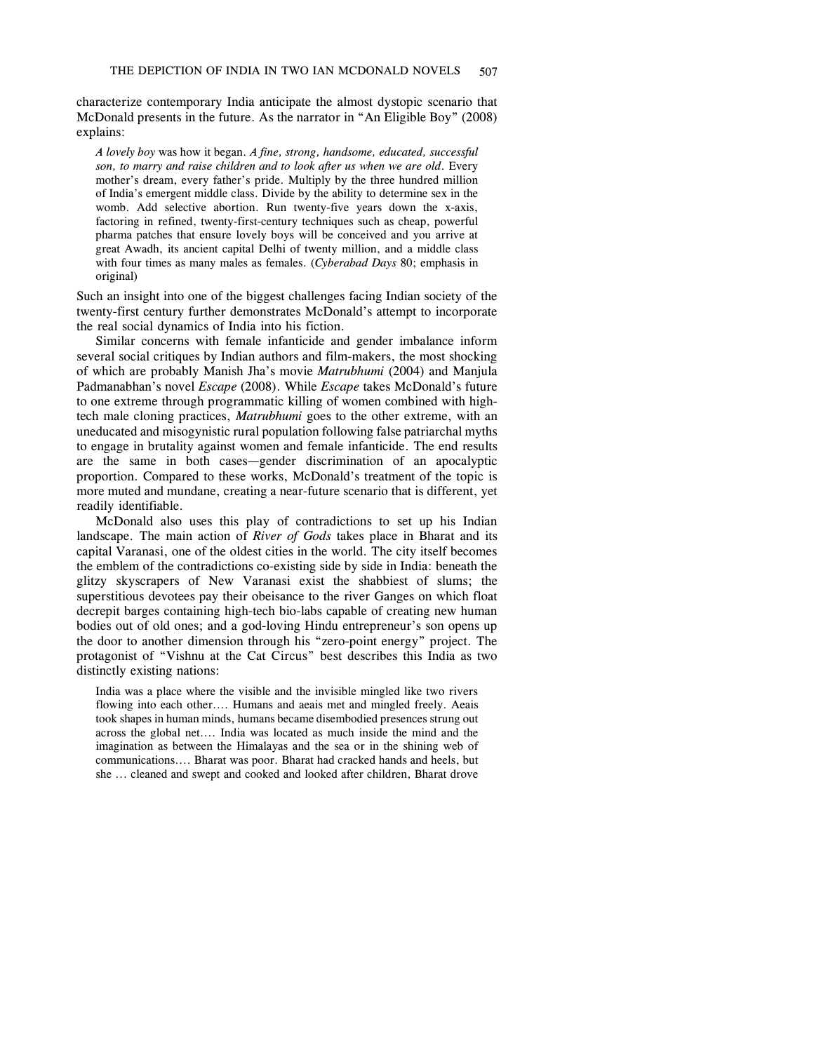characterize contemporary India anticipate the almost dystopic scenario that McDonald presents in the future. As the narrator in "An Eligible Boy" (2008) explains:

> *A lovely boy* was how it began. *A fine, strong, handsome, educated, successful son, to marry and raise children and to look after us when we are old*. Every mother's dream, every father's pride. Multiply by the three hundred million of India's emergent middle class. Divide by the ability to determine sex in the womb. Add selective abortion. Run twenty-five years down the x-axis, factoring in refined, twenty-first-century techniques such as cheap, powerful pharma patches that ensure lovely boys will be conceived and you arrive at great Awadh, its ancient capital Delhi of twenty million, and a middle class with four times as many males as females. (*Cyberabad Days* 80; emphasis in original)

Such an insight into one of the biggest challenges facing Indian society of the twenty-first century further demonstrates McDonald's attempt to incorporate the real social dynamics of India into his fiction.

Similar concerns with female infanticide and gender imbalance inform several social critiques by Indian authors and film-makers, the most shocking of which are probably Manish Jha's movie *Matrubhumi* (2004) and Manjula Padmanabhan's novel *Escape* (2008). While *Escape* takes McDonald's future to one extreme through programmatic killing of women combined with high-tech male cloning practices, *Matrubhumi* goes to the other extreme, with an uneducated and misogynistic rural population following false patriarchal myths to engage in brutality against women and female infanticide. The end results are the same in both cases—gender discrimination of an apocalyptic proportion. Compared to these works, McDonald's treatment of the topic is more muted and mundane, creating a near-future scenario that is different, yet readily identifiable.

McDonald also uses this play of contradictions to set up his Indian landscape. The main action of *River of Gods* takes place in Bharat and its capital Varanasi, one of the oldest cities in the world. The city itself becomes the emblem of the contradictions co-existing side by side in India: beneath the glitzy skyscrapers of New Varanasi exist the shabbiest of slums; the superstitious devotees pay their obeisance to the river Ganges on which float decrepit barges containing high-tech bio-labs capable of creating new human bodies out of old ones; and a god-loving Hindu entrepreneur's son opens up the door to another dimension through his "zero-point energy" project. The protagonist of "Vishnu at the Cat Circus" best describes this India as two distinctly existing nations:

> India was a place where the visible and the invisible mingled like two rivers flowing into each other…. Humans and aeais met and mingled freely. Aeais took shapes in human minds, humans became disembodied presences strung out across the global net…. India was located as much inside the mind and the imagination as between the Himalayas and the sea or in the shining web of communications…. Bharat was poor. Bharat had cracked hands and heels, but she … cleaned and swept and cooked and looked after children, Bharat drove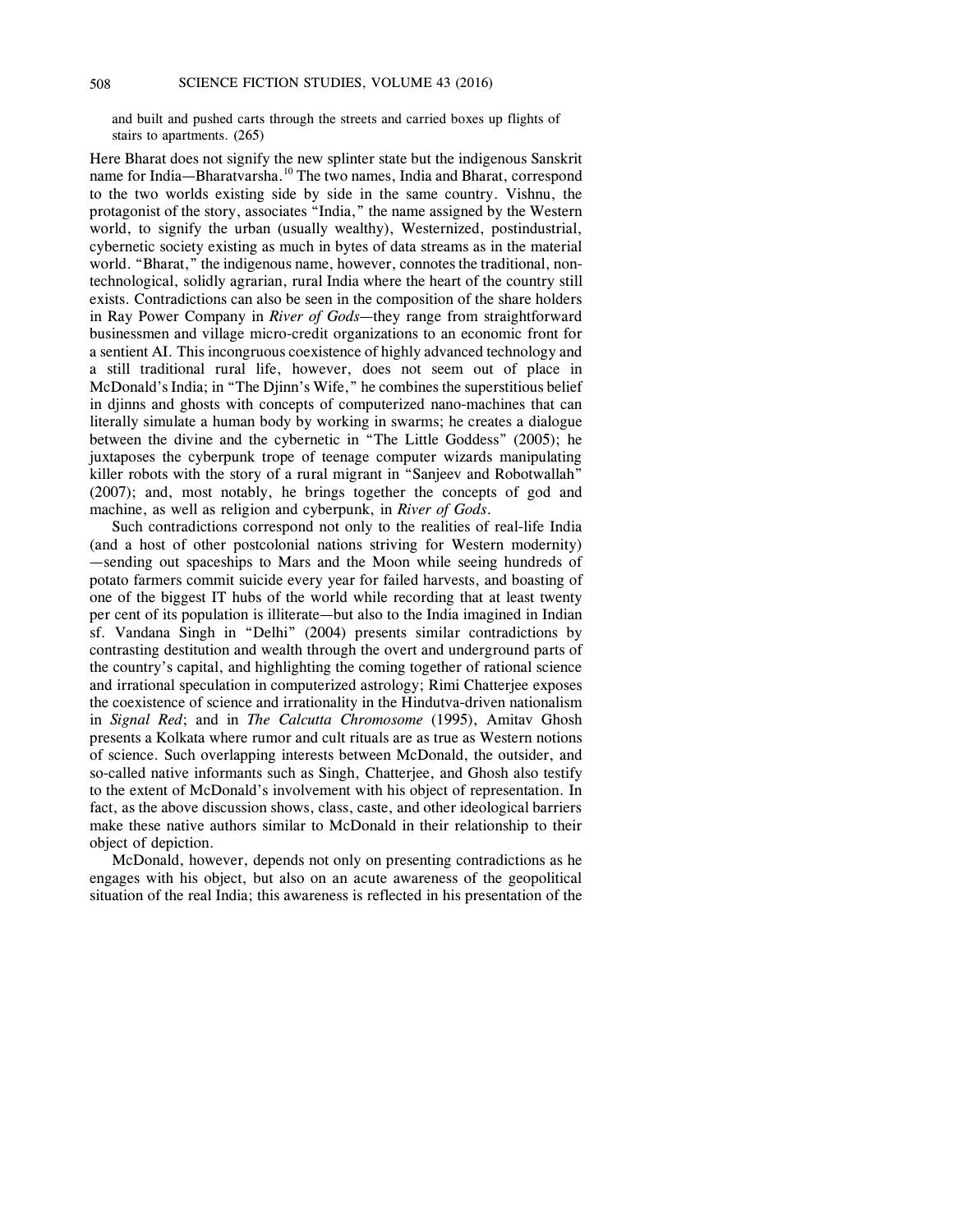and built and pushed carts through the streets and carried boxes up flights of stairs to apartments. (265)

Here Bharat does not signify the new splinter state but the indigenous Sanskrit name for India—Bharatvarsha.[10] The two names, India and Bharat, correspond to the two worlds existing side by side in the same country. Vishnu, the protagonist of the story, associates "India," the name assigned by the Western world, to signify the urban (usually wealthy), Westernized, postindustrial, cybernetic society existing as much in bytes of data streams as in the material world. "Bharat," the indigenous name, however, connotes the traditional, non-technological, solidly agrarian, rural India where the heart of the country still exists. Contradictions can also be seen in the composition of the share holders in Ray Power Company in *River of Gods*—they range from straightforward businessmen and village micro-credit organizations to an economic front for a sentient AI. This incongruous coexistence of highly advanced technology and a still traditional rural life, however, does not seem out of place in McDonald's India; in "The Djinn's Wife," he combines the superstitious belief in djinns and ghosts with concepts of computerized nano-machines that can literally simulate a human body by working in swarms; he creates a dialogue between the divine and the cybernetic in "The Little Goddess" (2005); he juxtaposes the cyberpunk trope of teenage computer wizards manipulating killer robots with the story of a rural migrant in "Sanjeev and Robotwallah" (2007); and, most notably, he brings together the concepts of god and machine, as well as religion and cyberpunk, in *River of Gods*.

Such contradictions correspond not only to the realities of real-life India (and a host of other postcolonial nations striving for Western modernity) —sending out spaceships to Mars and the Moon while seeing hundreds of potato farmers commit suicide every year for failed harvests, and boasting of one of the biggest IT hubs of the world while recording that at least twenty per cent of its population is illiterate—but also to the India imagined in Indian sf. Vandana Singh in "Delhi" (2004) presents similar contradictions by contrasting destitution and wealth through the overt and underground parts of the country's capital, and highlighting the coming together of rational science and irrational speculation in computerized astrology; Rimi Chatterjee exposes the coexistence of science and irrationality in the Hindutva-driven nationalism in *Signal Red*; and in *The Calcutta Chromosome* (1995), Amitav Ghosh presents a Kolkata where rumor and cult rituals are as true as Western notions of science. Such overlapping interests between McDonald, the outsider, and so-called native informants such as Singh, Chatterjee, and Ghosh also testify to the extent of McDonald's involvement with his object of representation. In fact, as the above discussion shows, class, caste, and other ideological barriers make these native authors similar to McDonald in their relationship to their object of depiction.

McDonald, however, depends not only on presenting contradictions as he engages with his object, but also on an acute awareness of the geopolitical situation of the real India; this awareness is reflected in his presentation of the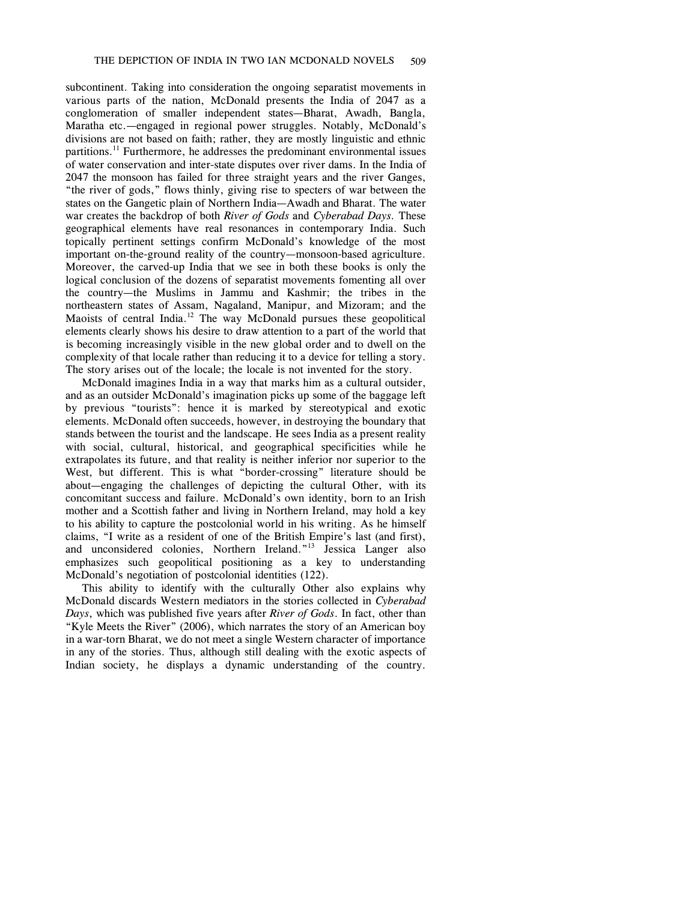subcontinent. Taking into consideration the ongoing separatist movements in various parts of the nation, McDonald presents the India of 2047 as a conglomeration of smaller independent states—Bharat, Awadh, Bangla, Maratha etc.—engaged in regional power struggles. Notably, McDonald's divisions are not based on faith; rather, they are mostly linguistic and ethnic partitions.[11] Furthermore, he addresses the predominant environmental issues of water conservation and inter-state disputes over river dams. In the India of 2047 the monsoon has failed for three straight years and the river Ganges, "the river of gods," flows thinly, giving rise to specters of war between the states on the Gangetic plain of Northern India—Awadh and Bharat. The water war creates the backdrop of both *River of Gods* and *Cyberabad Days*. These geographical elements have real resonances in contemporary India. Such topically pertinent settings confirm McDonald's knowledge of the most important on-the-ground reality of the country—monsoon-based agriculture. Moreover, the carved-up India that we see in both these books is only the logical conclusion of the dozens of separatist movements fomenting all over the country—the Muslims in Jammu and Kashmir; the tribes in the northeastern states of Assam, Nagaland, Manipur, and Mizoram; and the Maoists of central India.[12] The way McDonald pursues these geopolitical elements clearly shows his desire to draw attention to a part of the world that is becoming increasingly visible in the new global order and to dwell on the complexity of that locale rather than reducing it to a device for telling a story. The story arises out of the locale; the locale is not invented for the story.

McDonald imagines India in a way that marks him as a cultural outsider, and as an outsider McDonald's imagination picks up some of the baggage left by previous "tourists": hence it is marked by stereotypical and exotic elements. McDonald often succeeds, however, in destroying the boundary that stands between the tourist and the landscape. He sees India as a present reality with social, cultural, historical, and geographical specificities while he extrapolates its future, and that reality is neither inferior nor superior to the West, but different. This is what "border-crossing" literature should be about—engaging the challenges of depicting the cultural Other, with its concomitant success and failure. McDonald's own identity, born to an Irish mother and a Scottish father and living in Northern Ireland, may hold a key to his ability to capture the postcolonial world in his writing. As he himself claims, "I write as a resident of one of the British Empire's last (and first), and unconsidered colonies, Northern Ireland."[13] Jessica Langer also emphasizes such geopolitical positioning as a key to understanding McDonald's negotiation of postcolonial identities (122).

This ability to identify with the culturally Other also explains why McDonald discards Western mediators in the stories collected in *Cyberabad Days*, which was published five years after *River of Gods*. In fact, other than "Kyle Meets the River" (2006), which narrates the story of an American boy in a war-torn Bharat, we do not meet a single Western character of importance in any of the stories. Thus, although still dealing with the exotic aspects of Indian society, he displays a dynamic understanding of the country.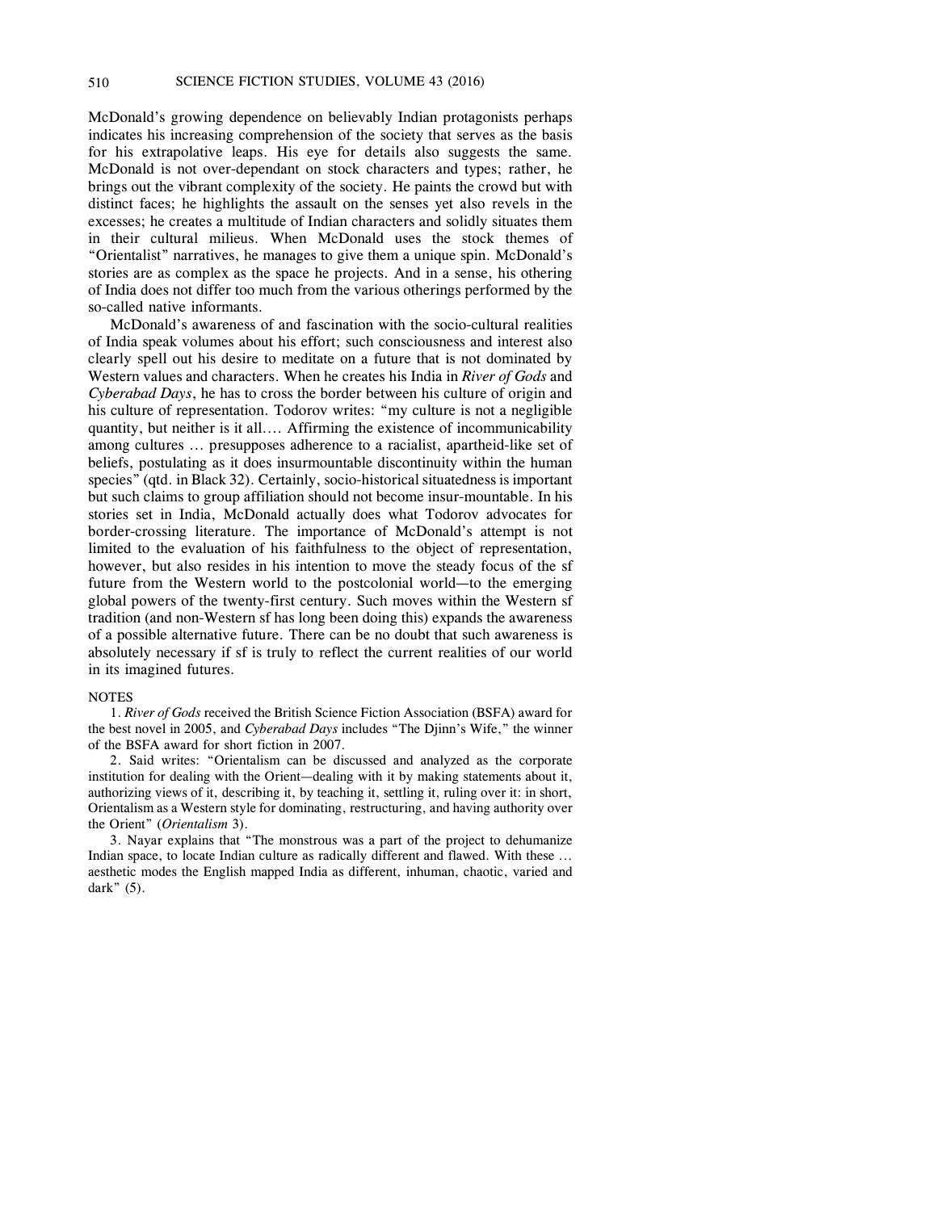McDonald's growing dependence on believably Indian protagonists perhaps indicates his increasing comprehension of the society that serves as the basis for his extrapolative leaps. His eye for details also suggests the same. McDonald is not over-dependant on stock characters and types; rather, he brings out the vibrant complexity of the society. He paints the crowd but with distinct faces; he highlights the assault on the senses yet also revels in the excesses; he creates a multitude of Indian characters and solidly situates them in their cultural milieus. When McDonald uses the stock themes of "Orientalist" narratives, he manages to give them a unique spin. McDonald's stories are as complex as the space he projects. And in a sense, his othering of India does not differ too much from the various otherings performed by the so-called native informants.

McDonald's awareness of and fascination with the socio-cultural realities of India speak volumes about his effort; such consciousness and interest also clearly spell out his desire to meditate on a future that is not dominated by Western values and characters. When he creates his India in *River of Gods* and *Cyberabad Days*, he has to cross the border between his culture of origin and his culture of representation. Todorov writes: "my culture is not a negligible quantity, but neither is it all.… Affirming the existence of incommunicability among cultures … presupposes adherence to a racialist, apartheid-like set of beliefs, postulating as it does insurmountable discontinuity within the human species" (qtd. in Black 32). Certainly, socio-historical situatedness is important but such claims to group affiliation should not become insur-mountable. In his stories set in India, McDonald actually does what Todorov advocates for border-crossing literature. The importance of McDonald's attempt is not limited to the evaluation of his faithfulness to the object of representation, however, but also resides in his intention to move the steady focus of the sf future from the Western world to the postcolonial world—to the emerging global powers of the twenty-first century. Such moves within the Western sf tradition (and non-Western sf has long been doing this) expands the awareness of a possible alternative future. There can be no doubt that such awareness is absolutely necessary if sf is truly to reflect the current realities of our world in its imagined futures.

NOTES

1. *River of Gods* received the British Science Fiction Association (BSFA) award for the best novel in 2005, and *Cyberabad Days* includes "The Djinn's Wife," the winner of the BSFA award for short fiction in 2007.

2. Said writes: "Orientalism can be discussed and analyzed as the corporate institution for dealing with the Orient—dealing with it by making statements about it, authorizing views of it, describing it, by teaching it, settling it, ruling over it: in short, Orientalism as a Western style for dominating, restructuring, and having authority over the Orient" (*Orientalism* 3).

3. Nayar explains that "The monstrous was a part of the project to dehumanize Indian space, to locate Indian culture as radically different and flawed. With these … aesthetic modes the English mapped India as different, inhuman, chaotic, varied and dark" (5).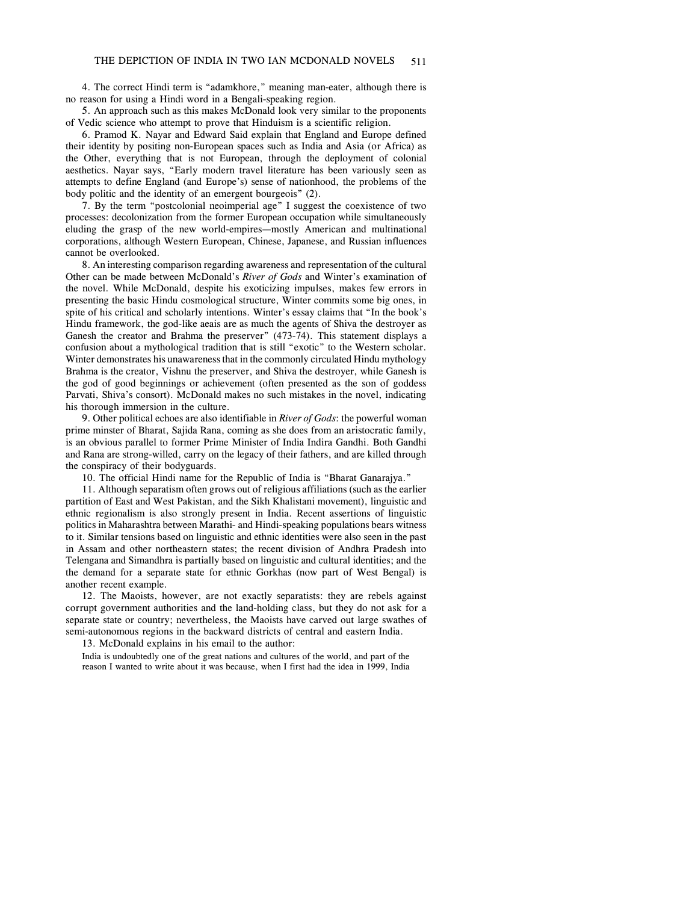4. The correct Hindi term is "adamkhore," meaning man-eater, although there is no reason for using a Hindi word in a Bengali-speaking region.

5. An approach such as this makes McDonald look very similar to the proponents of Vedic science who attempt to prove that Hinduism is a scientific religion.

6. Pramod K. Nayar and Edward Said explain that England and Europe defined their identity by positing non-European spaces such as India and Asia (or Africa) as the Other, everything that is not European, through the deployment of colonial aesthetics. Nayar says, "Early modern travel literature has been variously seen as attempts to define England (and Europe's) sense of nationhood, the problems of the body politic and the identity of an emergent bourgeois" (2).

7. By the term "postcolonial neoimperial age" I suggest the coexistence of two processes: decolonization from the former European occupation while simultaneously eluding the grasp of the new world-empires—mostly American and multinational corporations, although Western European, Chinese, Japanese, and Russian influences cannot be overlooked.

8. An interesting comparison regarding awareness and representation of the cultural Other can be made between McDonald's *River of Gods* and Winter's examination of the novel. While McDonald, despite his exoticizing impulses, makes few errors in presenting the basic Hindu cosmological structure, Winter commits some big ones, in spite of his critical and scholarly intentions. Winter's essay claims that "In the book's Hindu framework, the god-like aeais are as much the agents of Shiva the destroyer as Ganesh the creator and Brahma the preserver" (473-74). This statement displays a confusion about a mythological tradition that is still "exotic" to the Western scholar. Winter demonstrates his unawareness that in the commonly circulated Hindu mythology Brahma is the creator, Vishnu the preserver, and Shiva the destroyer, while Ganesh is the god of good beginnings or achievement (often presented as the son of goddess Parvati, Shiva's consort). McDonald makes no such mistakes in the novel, indicating his thorough immersion in the culture.

9. Other political echoes are also identifiable in *River of Gods*: the powerful woman prime minster of Bharat, Sajida Rana, coming as she does from an aristocratic family, is an obvious parallel to former Prime Minister of India Indira Gandhi. Both Gandhi and Rana are strong-willed, carry on the legacy of their fathers, and are killed through the conspiracy of their bodyguards.

10. The official Hindi name for the Republic of India is "Bharat Ganarajya."

11. Although separatism often grows out of religious affiliations (such as the earlier partition of East and West Pakistan, and the Sikh Khalistani movement), linguistic and ethnic regionalism is also strongly present in India. Recent assertions of linguistic politics in Maharashtra between Marathi- and Hindi-speaking populations bears witness to it. Similar tensions based on linguistic and ethnic identities were also seen in the past in Assam and other northeastern states; the recent division of Andhra Pradesh into Telengana and Simandhra is partially based on linguistic and cultural identities; and the the demand for a separate state for ethnic Gorkhas (now part of West Bengal) is another recent example.

12. The Maoists, however, are not exactly separatists: they are rebels against corrupt government authorities and the land-holding class, but they do not ask for a separate state or country; nevertheless, the Maoists have carved out large swathes of semi-autonomous regions in the backward districts of central and eastern India.

13. McDonald explains in his email to the author:

> India is undoubtedly one of the great nations and cultures of the world, and part of the reason I wanted to write about it was because, when I first had the idea in 1999, India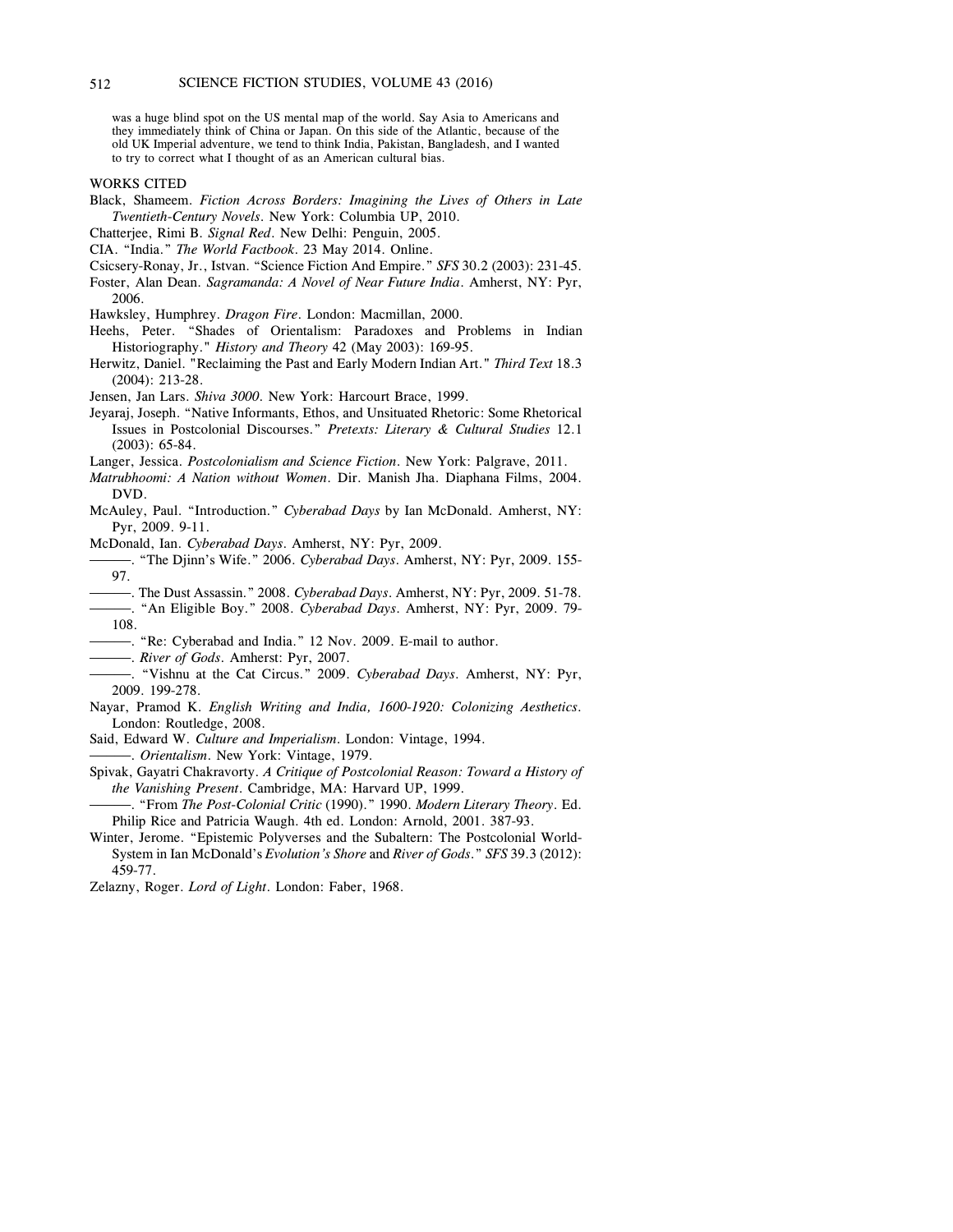was a huge blind spot on the US mental map of the world. Say Asia to Americans and they immediately think of China or Japan. On this side of the Atlantic, because of the old UK Imperial adventure, we tend to think India, Pakistan, Bangladesh, and I wanted to try to correct what I thought of as an American cultural bias.

WORKS CITED

Black, Shameem. *Fiction Across Borders: Imagining the Lives of Others in Late Twentieth-Century Novels*. New York: Columbia UP, 2010.

Chatterjee, Rimi B. *Signal Red*. New Delhi: Penguin, 2005.

CIA. "India." *The World Factbook*. 23 May 2014. Online.

Csicsery-Ronay, Jr., Istvan. "Science Fiction And Empire." *SFS* 30.2 (2003): 231-45.

Foster, Alan Dean. *Sagramanda: A Novel of Near Future India*. Amherst, NY: Pyr, 2006.

Hawksley, Humphrey. *Dragon Fire*. London: Macmillan, 2000.

Heehs, Peter. "Shades of Orientalism: Paradoxes and Problems in Indian Historiography." *History and Theory* 42 (May 2003): 169-95.

Herwitz, Daniel. "Reclaiming the Past and Early Modern Indian Art." *Third Text* 18.3 (2004): 213-28.

Jensen, Jan Lars. *Shiva 3000*. New York: Harcourt Brace, 1999.

Jeyaraj, Joseph. "Native Informants, Ethos, and Unsituated Rhetoric: Some Rhetorical Issues in Postcolonial Discourses." *Pretexts: Literary & Cultural Studies* 12.1 (2003): 65-84.

Langer, Jessica. *Postcolonialism and Science Fiction*. New York: Palgrave, 2011.

*Matrubhoomi: A Nation without Women*. Dir. Manish Jha. Diaphana Films, 2004. DVD.

McAuley, Paul. "Introduction." *Cyberabad Days* by Ian McDonald. Amherst, NY: Pyr, 2009. 9-11.

McDonald, Ian. *Cyberabad Days*. Amherst, NY: Pyr, 2009.

———. "The Djinn's Wife." 2006. *Cyberabad Days*. Amherst, NY: Pyr, 2009. 155-97.

———. The Dust Assassin." 2008. *Cyberabad Days*. Amherst, NY: Pyr, 2009. 51-78.

———. "An Eligible Boy." 2008. *Cyberabad Days*. Amherst, NY: Pyr, 2009. 79-108.

———. "Re: Cyberabad and India." 12 Nov. 2009. E-mail to author.

———. *River of Gods*. Amherst: Pyr, 2007.

———. "Vishnu at the Cat Circus." 2009. *Cyberabad Days*. Amherst, NY: Pyr, 2009. 199-278.

Nayar, Pramod K. *English Writing and India, 1600-1920: Colonizing Aesthetics*. London: Routledge, 2008.

Said, Edward W. *Culture and Imperialism*. London: Vintage, 1994.

———. *Orientalism*. New York: Vintage, 1979.

Spivak, Gayatri Chakravorty. *A Critique of Postcolonial Reason: Toward a History of the Vanishing Present*. Cambridge, MA: Harvard UP, 1999.

———. "From *The Post-Colonial Critic* (1990)." 1990. *Modern Literary Theory*. Ed. Philip Rice and Patricia Waugh. 4th ed. London: Arnold, 2001. 387-93.

Winter, Jerome. "Epistemic Polyverses and the Subaltern: The Postcolonial World-System in Ian McDonald's *Evolution's Shore* and *River of Gods*." *SFS* 39.3 (2012): 459-77.

Zelazny, Roger. *Lord of Light*. London: Faber, 1968.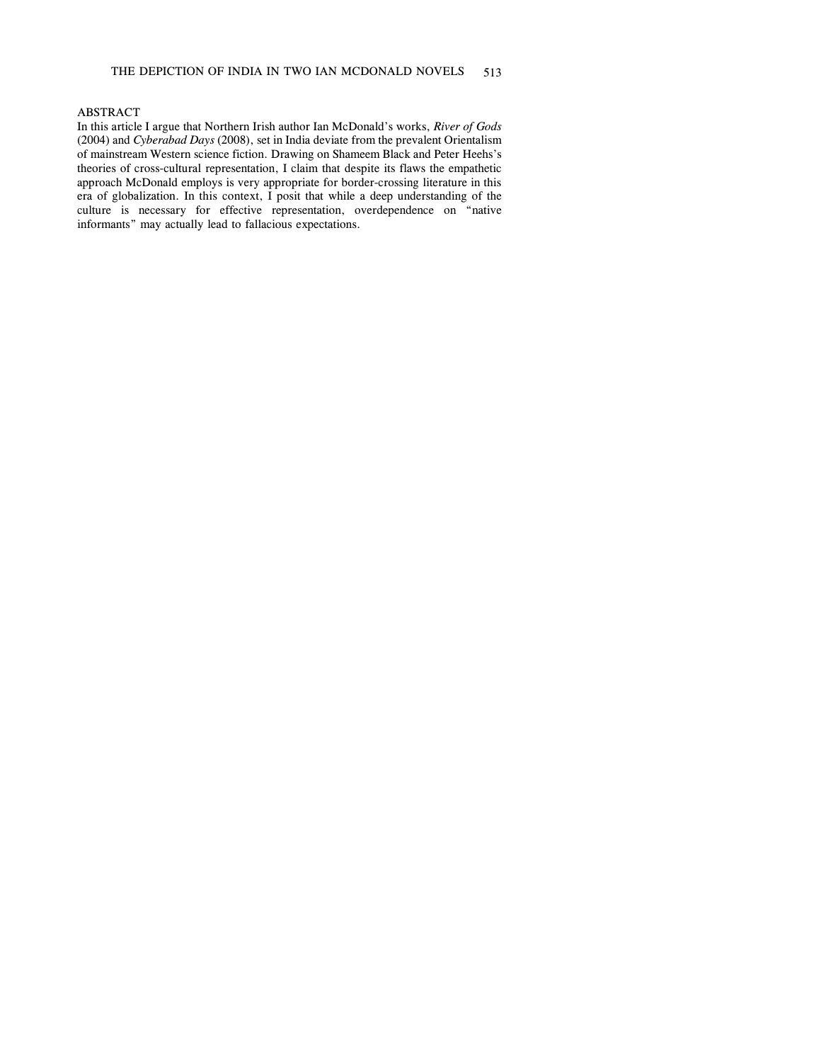## ABSTRACT

In this article I argue that Northern Irish author Ian McDonald's works, *River of Gods* (2004) and *Cyberabad Days* (2008), set in India deviate from the prevalent Orientalism of mainstream Western science fiction. Drawing on Shameem Black and Peter Heehs's theories of cross-cultural representation, I claim that despite its flaws the empathetic approach McDonald employs is very appropriate for border-crossing literature in this era of globalization. In this context, I posit that while a deep understanding of the culture is necessary for effective representation, overdependence on "native informants" may actually lead to fallacious expectations.